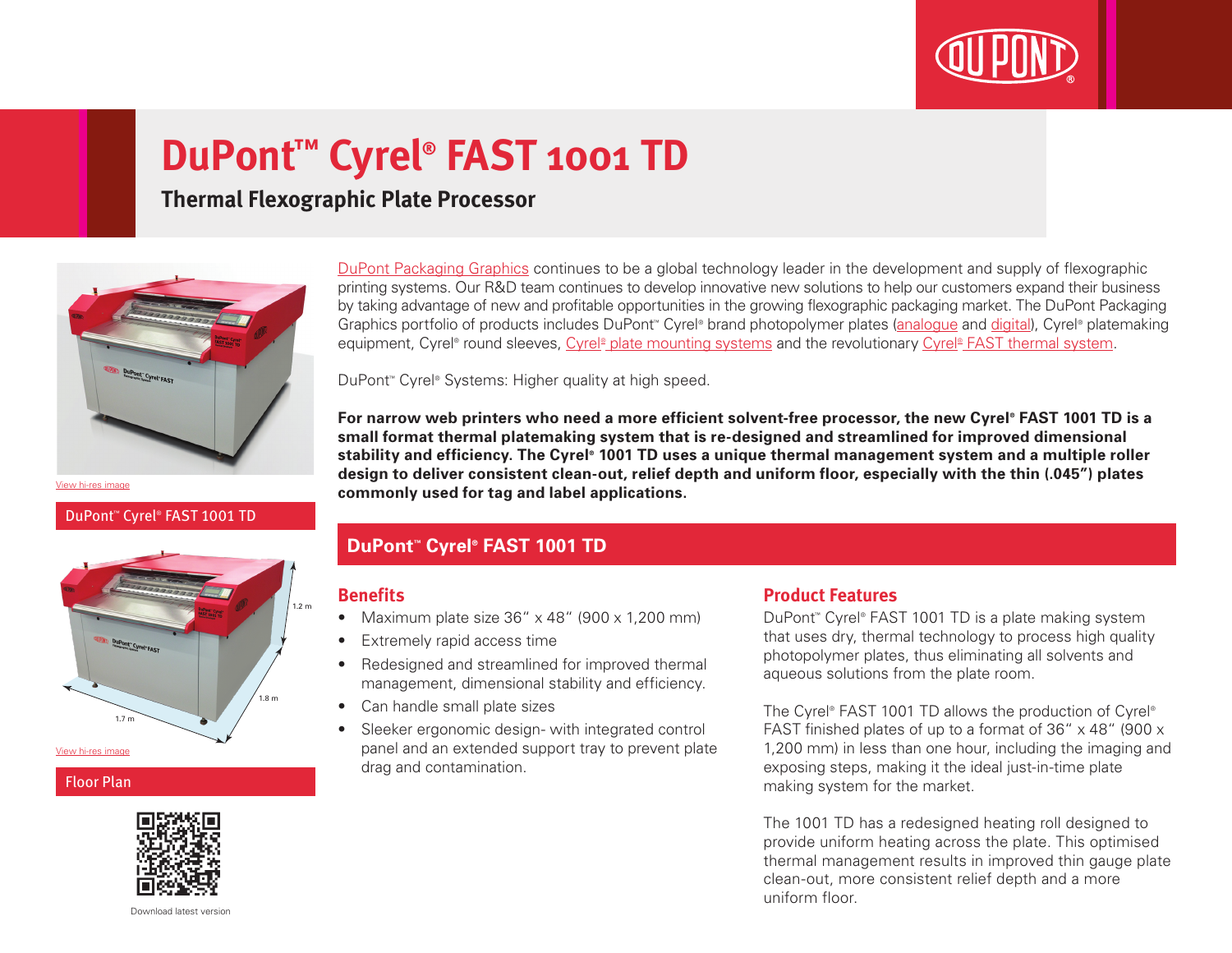# DuPont™ Cyrel® FAST 1001 TD

## Thermal Flexographic Plate Processor

View hi-res image

DuPont™ Cyrel® FAST 1001 TD

1.2 m

1.8 m

1.7 m

View hi-res image

Floor Plan

Download latest version

DuPont Packaging Graphics continues to be a global technology leader in the development and supply of flexographic printing systems. Our R&D team continues to develop innovative new solutions to help our customers expand their business by taking advantage of new and profitable opportunities in the growing flexographic packaging market. The DuPont Packaging Graphics portfolio of products includes DuPont™ Cyrel® brand photopolymer plates (analogue and digital), Cyrel® platemaking equipment, Cyrel® round sleeves, Cyrel® plate mounting systems and the revolutionary Cyrel® FAST thermal system.

DuPont™ Cyrel® Systems: Higher quality at high speed.

**For narrow web printers who need a more efficient solvent-free processor, the new Cyrel® FAST 1001 TD is a small format thermal platemaking system that is re-designed and streamlined for improved dimensional stability and efficiency. The Cyrel® 1001 TD uses a unique thermal management system and a multiple roller design to deliver consistent clean-out, relief depth and uniform floor, especially with the thin (.045") plates commonly used for tag and label applications.**

## DuPont™ Cyrel® FAST 1001 TD

### Benefits

- Maximum plate size 36" x 48" (900 x 1,200 mm)
- Extremely rapid access time
- Redesigned and streamlined for improved thermal management, dimensional stability and efficiency.
- Can handle small plate sizes
- Sleeker ergonomic design- with integrated control panel and an extended support tray to prevent plate drag and contamination.

### Product Features

DuPont™ Cyrel® FAST 1001 TD is a plate making system that uses dry, thermal technology to process high quality photopolymer plates, thus eliminating all solvents and aqueous solutions from the plate room.

The Cyrel® FAST 1001 TD allows the production of Cyrel® FAST finished plates of up to a format of 36" x 48" (900 x 1,200 mm) in less than one hour, including the imaging and exposing steps, making it the ideal just-in-time plate making system for the market.

The 1001 TD has a redesigned heating roll designed to provide uniform heating across the plate. This optimised thermal management results in improved thin gauge plate clean-out, more consistent relief depth and a more uniform floor.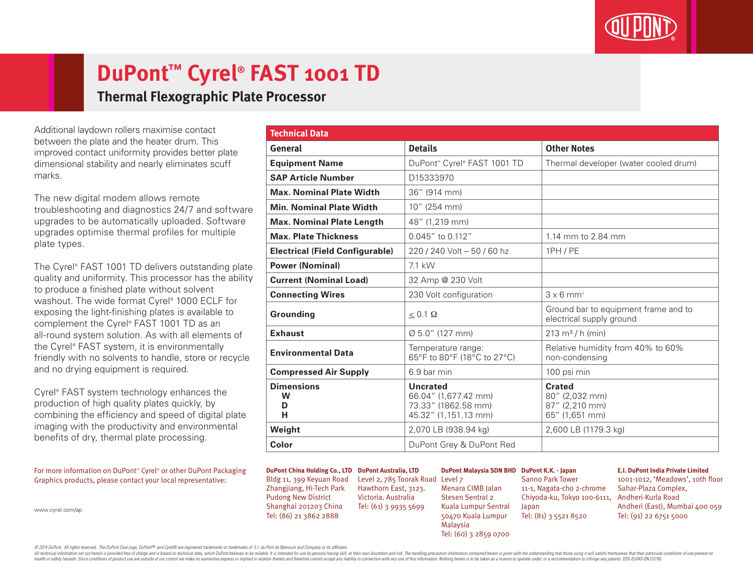# DuPont™ Cyrel® FAST 1001 TD

## Thermal Flexographic Plate Processor

Additional laydown rollers maximise contact between the plate and the heater drum. This improved contact uniformity provides better plate dimensional stability and nearly eliminates scuff marks.

The new digital modem allows remote troubleshooting and diagnostics 24/7 and software upgrades to be automatically uploaded. Software upgrades optimise thermal profiles for multiple plate types.

The Cyrel® FAST 1001 TD delivers outstanding plate quality and uniformity. This processor has the ability to produce a finished plate without solvent washout. The wide format Cyrel® 1000 ECLF for exposing the light-finishing plates is available to complement the Cyrel® FAST 1001 TD as an all-round system solution. As with all elements of the Cyrel® FAST system, it is environmentally friendly with no solvents to handle, store or recycle and no drying equipment is required.

Cyrel® FAST system technology enhances the production of high quality plates quickly, by combining the efficiency and speed of digital plate imaging with the productivity and environmental benefits of dry, thermal plate processing.

**Technical Data**

| General | Details | Other Notes |
|---|---|---|
| **Equipment Name** | DuPont™ Cyrel® FAST 1001 TD | Thermal developer (water cooled drum) |
| **SAP Article Number** | D15333970 | |
| **Max. Nominal Plate Width** | 36" (914 mm) | |
| **Min. Nominal Plate Width** | 10" (254 mm) | |
| **Max. Nominal Plate Length** | 48" (1,219 mm) | |
| **Max. Plate Thickness** | 0.045" to 0.112" | 1.14 mm to 2.84 mm |
| **Electrical (Field Configurable)** | 220 / 240 Volt – 50 / 60 hz | 1PH / PE |
| **Power (Nominal)** | 7.1 kW | |
| **Current (Nominal Load)** | 32 Amp @ 230 Volt | |
| **Connecting Wires** | 230 Volt configuration | 3 x 6 mm² |
| **Grounding** | ≤ 0.1 Ω | Ground bar to equipment frame and to electrical supply ground |
| **Exhaust** | Ø 5.0" (127 mm) | 213 m³ / h (min) |
| **Environmental Data** | Temperature range: 65°F to 80°F (18°C to 27°C) | Relative humidity from 40% to 60% non-condensing |
| **Compressed Air Supply** | 6.9 bar min | 100 psi min |
| **Dimensions** | **Uncrated** | **Crated** |
| **W** | 66.04" (1,677.42 mm) | 80" (2,032 mm) |
| **D** | 73.33" (1862.58 mm) | 87" (2,210 mm) |
| **H** | 45.32" (1,151.13 mm) | 65" (1,651 mm) |
| **Weight** | 2,070 LB (938.94 kg) | 2,600 LB (1179.3 kg) |
| **Color** | DuPont Grey & DuPont Red | |

For more information on DuPont™ Cyrel® or other DuPont Packaging Graphics products, please contact your local representative:

www.cyrel.com/ap

**DuPont China Holding Co., LTD**
Bldg 11, 399 Keyuan Road
Zhangjiang, Hi-Tech Park
Pudong New District
Shanghai 201203 China
Tel: (86) 21 3862 2888

**DuPont Australia, LTD**
Level 2, 785 Toorak Road
Hawthorn East, 3123.
Victoria. Australia
Tel: (61) 3 9935 5699

**DuPont Malaysia SDN BHD**
Level 7
Menara CIMB Jalan
Stesen Sentral 2
Kuala Lumpur Sentral
50470 Kuala Lumpur
Malaysia
Tel: (60) 3 2859 0700

**DuPont K.K. - Japan**
Sanno Park Tower
11-1, Nagata-cho 2-chrome
Chiyoda-ku, Tokyo 100-6111,
Japan
Tel: (81) 3 5521 8520

**E.I. DuPont India Private Limited**
1001-1012, 'Meadows', 10th floor
Sahar-Plaza Complex,
Andheri-Kurla Road
Andheri (East), Mumbai 400 059
Tel: (91) 22 6751 5000

*© 2014 DuPont. All rights reserved. The DuPont Oval Logo, DuPont™ and Cyrel® are registered trademarks or trademarks of E.I. du Pont de Nemours and Company or its affiliates.*
*All technical information set out herein is provided free of charge and is based on technical data, which DuPont believes to be reliable. It is intended for use by persons having skill, at their own discretion and risk. The handling precaution information contained herein is given with the understanding that those using it will satisfy themselves that their particular conditions of use present no health or safety hazards. Since conditions of product use are outside of our control we make no warranties express or implied in relation thereto and therefore cannot accept any liability in connection with any use of this information. Nothing herein is to be taken as a license to operate under, or a recommendation to infringe any patents. EDS-EU043-EN (12/16)*